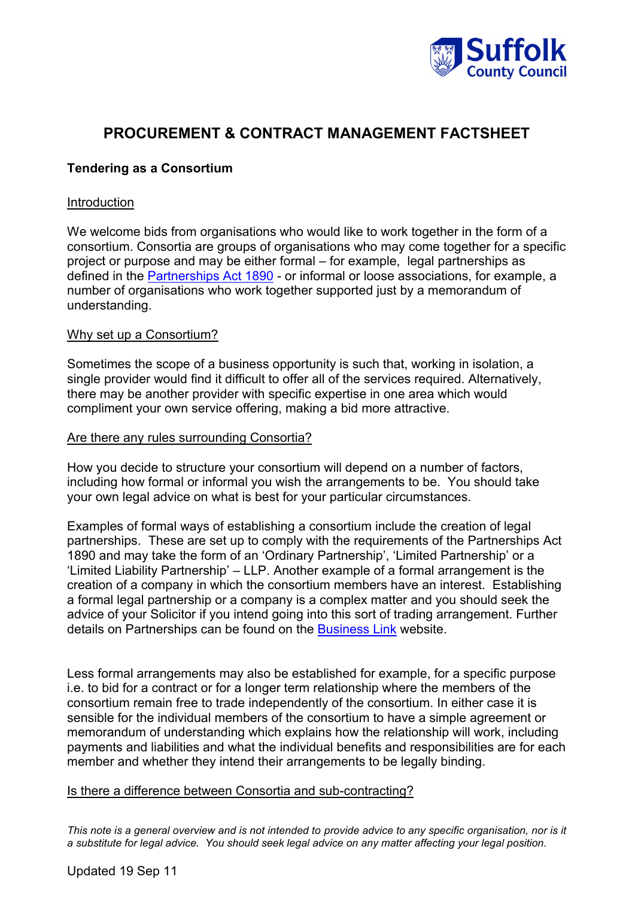# PROCUREMENT & CONTRACT MANAGEMENT FACTSHEET

**Tendering as a Consortium**

## Introduction

We welcome bids from organisations who would like to work together in the form of a consortium. Consortia are groups of organisations who may come together for a specific project or purpose and may be either formal – for example, legal partnerships as defined in the [Partnerships Act 1890]() - or informal or loose associations, for example, a number of organisations who work together supported just by a memorandum of understanding.

## Why set up a Consortium?

Sometimes the scope of a business opportunity is such that, working in isolation, a single provider would find it difficult to offer all of the services required. Alternatively, there may be another provider with specific expertise in one area which would compliment your own service offering, making a bid more attractive.

## Are there any rules surrounding Consortia?

How you decide to structure your consortium will depend on a number of factors, including how formal or informal you wish the arrangements to be. You should take your own legal advice on what is best for your particular circumstances.

Examples of formal ways of establishing a consortium include the creation of legal partnerships. These are set up to comply with the requirements of the Partnerships Act 1890 and may take the form of an 'Ordinary Partnership', 'Limited Partnership' or a 'Limited Liability Partnership' – LLP. Another example of a formal arrangement is the creation of a company in which the consortium members have an interest. Establishing a formal legal partnership or a company is a complex matter and you should seek the advice of your Solicitor if you intend going into this sort of trading arrangement. Further details on Partnerships can be found on the [Business Link]() website.

Less formal arrangements may also be established for example, for a specific purpose i.e. to bid for a contract or for a longer term relationship where the members of the consortium remain free to trade independently of the consortium. In either case it is sensible for the individual members of the consortium to have a simple agreement or memorandum of understanding which explains how the relationship will work, including payments and liabilities and what the individual benefits and responsibilities are for each member and whether they intend their arrangements to be legally binding.

## Is there a difference between Consortia and sub-contracting?

*This note is a general overview and is not intended to provide advice to any specific organisation, nor is it a substitute for legal advice. You should seek legal advice on any matter affecting your legal position.*

Updated 19 Sep 11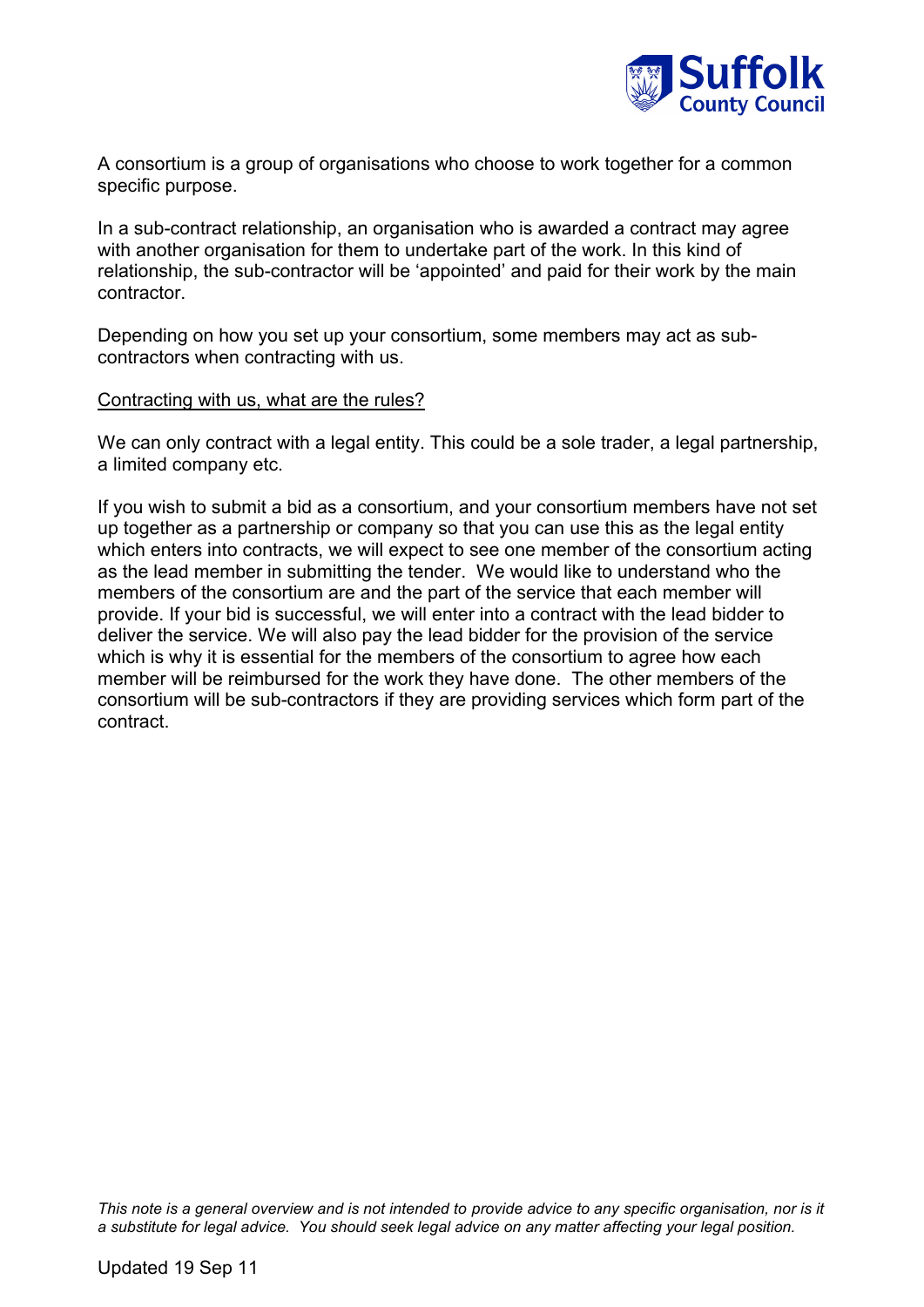A consortium is a group of organisations who choose to work together for a common specific purpose.

In a sub-contract relationship, an organisation who is awarded a contract may agree with another organisation for them to undertake part of the work. In this kind of relationship, the sub-contractor will be 'appointed' and paid for their work by the main contractor.

Depending on how you set up your consortium, some members may act as sub-contractors when contracting with us.

<u>Contracting with us, what are the rules?</u>

We can only contract with a legal entity. This could be a sole trader, a legal partnership, a limited company etc.

If you wish to submit a bid as a consortium, and your consortium members have not set up together as a partnership or company so that you can use this as the legal entity which enters into contracts, we will expect to see one member of the consortium acting as the lead member in submitting the tender. We would like to understand who the members of the consortium are and the part of the service that each member will provide. If your bid is successful, we will enter into a contract with the lead bidder to deliver the service. We will also pay the lead bidder for the provision of the service which is why it is essential for the members of the consortium to agree how each member will be reimbursed for the work they have done. The other members of the consortium will be sub-contractors if they are providing services which form part of the contract.

*This note is a general overview and is not intended to provide advice to any specific organisation, nor is it a substitute for legal advice. You should seek legal advice on any matter affecting your legal position.*

Updated 19 Sep 11